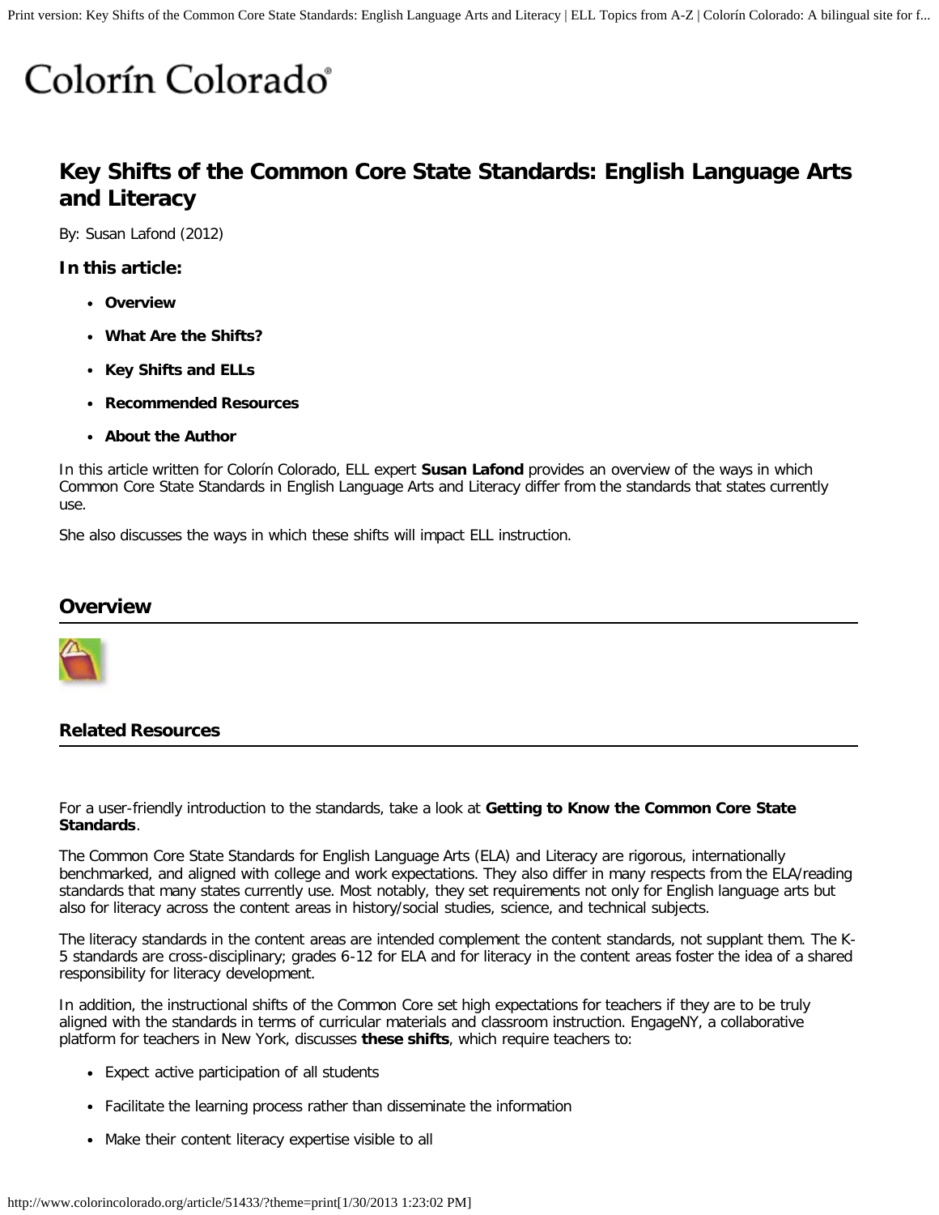# Colorín Colorado

## Key Shifts of the Common Core State Standards: English Language Arts and Literacy

By: Susan Lafond (2012)

### In this article:

- **Overview**
- **What Are the Shifts?**
- **Key Shifts and ELLs**
- **Recommended Resources**
- **About the Author**

In this article written for Colorín Colorado, ELL expert **Susan Lafond** provides an overview of the ways in which Common Core State Standards in English Language Arts and Literacy differ from the standards that states currently use.

She also discusses the ways in which these shifts will impact ELL instruction.

## Overview

### Related Resources

For a user-friendly introduction to the standards, take a look at **Getting to Know the Common Core State Standards**.

The Common Core State Standards for English Language Arts (ELA) and Literacy are rigorous, internationally benchmarked, and aligned with college and work expectations. They also differ in many respects from the ELA/reading standards that many states currently use. Most notably, they set requirements not only for English language arts but also for literacy across the content areas in history/social studies, science, and technical subjects.

The literacy standards in the content areas are intended complement the content standards, not supplant them. The K-5 standards are cross-disciplinary; grades 6-12 for ELA and for literacy in the content areas foster the idea of a shared responsibility for literacy development.

In addition, the instructional shifts of the Common Core set high expectations for teachers if they are to be truly aligned with the standards in terms of curricular materials and classroom instruction. EngageNY, a collaborative platform for teachers in New York, discusses **these shifts**, which require teachers to:

- Expect active participation of all students
- Facilitate the learning process rather than disseminate the information
- Make their content literacy expertise visible to all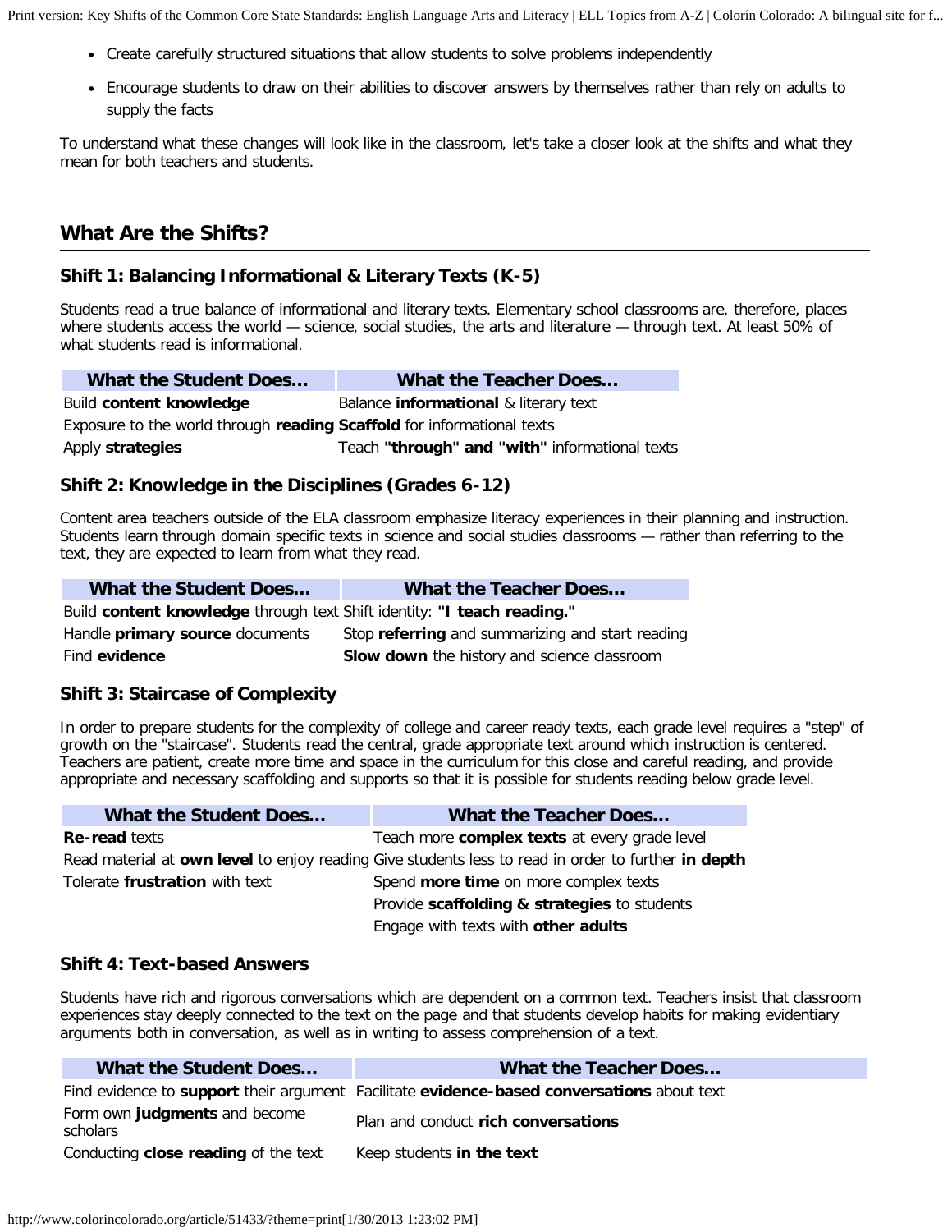- Create carefully structured situations that allow students to solve problems independently
- Encourage students to draw on their abilities to discover answers by themselves rather than rely on adults to supply the facts

To understand what these changes will look like in the classroom, let's take a closer look at the shifts and what they mean for both teachers and students.

## What Are the Shifts?

### Shift 1: Balancing Informational & Literary Texts (K-5)

Students read a true balance of informational and literary texts. Elementary school classrooms are, therefore, places where students access the world — science, social studies, the arts and literature — through text. At least 50% of what students read is informational.

| What the Student Does... | What the Teacher Does... |
|---|---|
| Build **content knowledge** | Balance **informational** & literary text |
| Exposure to the world through **reading** | **Scaffold** for informational texts |
| Apply **strategies** | Teach **"through" and "with"** informational texts |

### Shift 2: Knowledge in the Disciplines (Grades 6-12)

Content area teachers outside of the ELA classroom emphasize literacy experiences in their planning and instruction. Students learn through domain specific texts in science and social studies classrooms — rather than referring to the text, they are expected to learn from what they read.

| What the Student Does... | What the Teacher Does... |
|---|---|
| Build **content knowledge** through text | Shift identity: **"I teach reading."** |
| Handle **primary source** documents | Stop **referring** and summarizing and start reading |
| Find **evidence** | **Slow down** the history and science classroom |

### Shift 3: Staircase of Complexity

In order to prepare students for the complexity of college and career ready texts, each grade level requires a "step" of growth on the "staircase". Students read the central, grade appropriate text around which instruction is centered. Teachers are patient, create more time and space in the curriculum for this close and careful reading, and provide appropriate and necessary scaffolding and supports so that it is possible for students reading below grade level.

| What the Student Does... | What the Teacher Does... |
|---|---|
| **Re-read** texts | Teach more **complex texts** at every grade level |
| Read material at **own level** to enjoy reading | Give students less to read in order to further **in depth** |
| Tolerate **frustration** with text | Spend **more time** on more complex texts |
| | Provide **scaffolding & strategies** to students |
| | Engage with texts with **other adults** |

### Shift 4: Text-based Answers

Students have rich and rigorous conversations which are dependent on a common text. Teachers insist that classroom experiences stay deeply connected to the text on the page and that students develop habits for making evidentiary arguments both in conversation, as well as in writing to assess comprehension of a text.

| What the Student Does... | What the Teacher Does... |
|---|---|
| Find evidence to **support** their argument | Facilitate **evidence-based conversations** about text |
| Form own **judgments** and become scholars | Plan and conduct **rich conversations** |
| Conducting **close reading** of the text | Keep students **in the text** |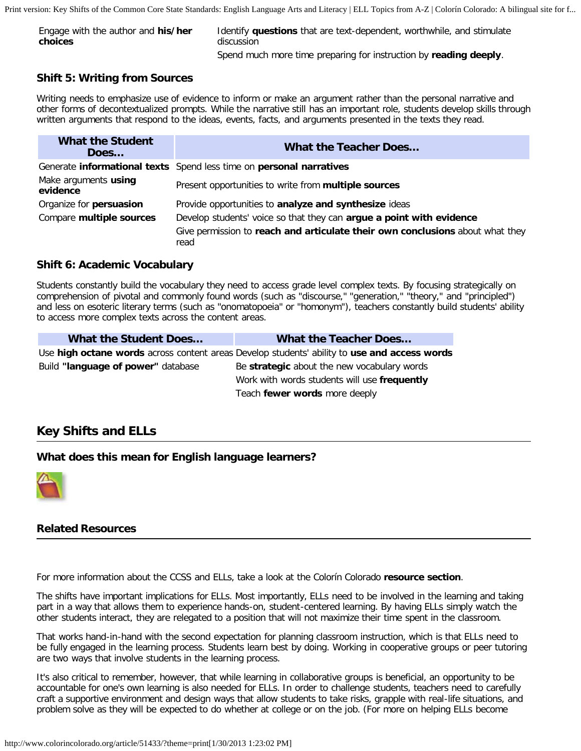| | |
|---|---|
| Engage with the author and **his/her choices** | Identify **questions** that are text-dependent, worthwhile, and stimulate discussion |
| | Spend much more time preparing for instruction by **reading deeply**. |

### Shift 5: Writing from Sources

Writing needs to emphasize use of evidence to inform or make an argument rather than the personal narrative and other forms of decontextualized prompts. While the narrative still has an important role, students develop skills through written arguments that respond to the ideas, events, facts, and arguments presented in the texts they read.

| What the Student Does... | What the Teacher Does... |
|---|---|
| Generate **informational texts** | Spend less time on **personal narratives** |
| Make arguments **using evidence** | Present opportunities to write from **multiple sources** |
| Organize for **persuasion** | Provide opportunities to **analyze and synthesize** ideas |
| Compare **multiple sources** | Develop students' voice so that they can **argue a point with evidence** |
| | Give permission to **reach and articulate their own conclusions** about what they read |

### Shift 6: Academic Vocabulary

Students constantly build the vocabulary they need to access grade level complex texts. By focusing strategically on comprehension of pivotal and commonly found words (such as "discourse," "generation," "theory," and "principled") and less on esoteric literary terms (such as "onomatopoeia" or "homonym"), teachers constantly build students' ability to access more complex texts across the content areas.

| What the Student Does... | What the Teacher Does... |
|---|---|
| Use **high octane words** across content areas | Develop students' ability to **use and access words** |
| Build **"language of power"** database | Be **strategic** about the new vocabulary words |
| | Work with words students will use **frequently** |
| | Teach **fewer words** more deeply |

## Key Shifts and ELLs

### What does this mean for English language learners?

### Related Resources

For more information about the CCSS and ELLs, take a look at the Colorín Colorado **resource section**.

The shifts have important implications for ELLs. Most importantly, ELLs need to be involved in the learning and taking part in a way that allows them to experience hands-on, student-centered learning. By having ELLs simply watch the other students interact, they are relegated to a position that will not maximize their time spent in the classroom.

That works hand-in-hand with the second expectation for planning classroom instruction, which is that ELLs need to be fully engaged in the learning process. Students learn best by doing. Working in cooperative groups or peer tutoring are two ways that involve students in the learning process.

It's also critical to remember, however, that while learning in collaborative groups is beneficial, an opportunity to be accountable for one's own learning is also needed for ELLs. In order to challenge students, teachers need to carefully craft a supportive environment and design ways that allow students to take risks, grapple with real-life situations, and problem solve as they will be expected to do whether at college or on the job. (For more on helping ELLs become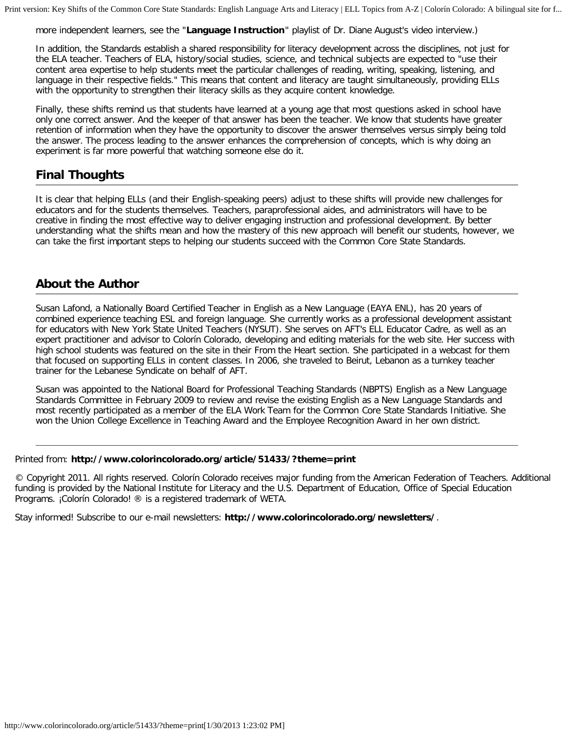more independent learners, see the "**Language Instruction**" playlist of Dr. Diane August's video interview.)

In addition, the Standards establish a shared responsibility for literacy development across the disciplines, not just for the ELA teacher. Teachers of ELA, history/social studies, science, and technical subjects are expected to "use their content area expertise to help students meet the particular challenges of reading, writing, speaking, listening, and language in their respective fields." This means that content and literacy are taught simultaneously, providing ELLs with the opportunity to strengthen their literacy skills as they acquire content knowledge.

Finally, these shifts remind us that students have learned at a young age that most questions asked in school have only one correct answer. And the keeper of that answer has been the teacher. We know that students have greater retention of information when they have the opportunity to discover the answer themselves versus simply being told the answer. The process leading to the answer enhances the comprehension of concepts, which is why doing an experiment is far more powerful that watching someone else do it.

## Final Thoughts

It is clear that helping ELLs (and their English-speaking peers) adjust to these shifts will provide new challenges for educators and for the students themselves. Teachers, paraprofessional aides, and administrators will have to be creative in finding the most effective way to deliver engaging instruction and professional development. By better understanding what the shifts mean and how the mastery of this new approach will benefit our students, however, we can take the first important steps to helping our students succeed with the Common Core State Standards.

## About the Author

Susan Lafond, a Nationally Board Certified Teacher in English as a New Language (EAYA ENL), has 20 years of combined experience teaching ESL and foreign language. She currently works as a professional development assistant for educators with New York State United Teachers (NYSUT). She serves on AFT's ELL Educator Cadre, as well as an expert practitioner and advisor to Colorín Colorado, developing and editing materials for the web site. Her success with high school students was featured on the site in their From the Heart section. She participated in a webcast for them that focused on supporting ELLs in content classes. In 2006, she traveled to Beirut, Lebanon as a turnkey teacher trainer for the Lebanese Syndicate on behalf of AFT.

Susan was appointed to the National Board for Professional Teaching Standards (NBPTS) English as a New Language Standards Committee in February 2009 to review and revise the existing English as a New Language Standards and most recently participated as a member of the ELA Work Team for the Common Core State Standards Initiative. She won the Union College Excellence in Teaching Award and the Employee Recognition Award in her own district.

---

Printed from: **http://www.colorincolorado.org/article/51433/?theme=print**

© Copyright 2011. All rights reserved. Colorín Colorado receives major funding from the American Federation of Teachers. Additional funding is provided by the National Institute for Literacy and the U.S. Department of Education, Office of Special Education Programs. ¡Colorín Colorado! ® is a registered trademark of WETA.

Stay informed! Subscribe to our e-mail newsletters: **http://www.colorincolorado.org/newsletters/**.